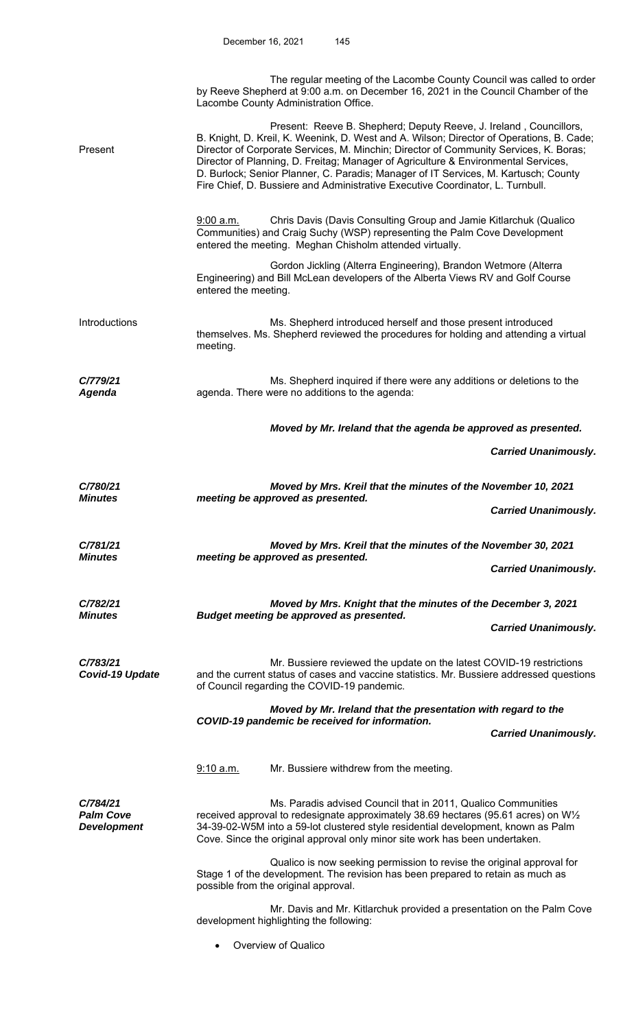The regular meeting of the Lacombe County Council was called to order by Reeve Shepherd at 9:00 a.m. on December 16, 2021 in the Council Chamber of the Lacombe County Administration Office.

**Present**

Present: Reeve B. Shepherd; Deputy Reeve, J. Ireland , Councillors, B. Knight, D. Kreil, K. Weenink, D. West and A. Wilson; Director of Operations, B. Cade; Director of Corporate Services, M. Minchin; Director of Community Services, K. Boras; Director of Planning, D. Freitag; Manager of Agriculture & Environmental Services, D. Burlock; Senior Planner, C. Paradis; Manager of IT Services, M. Kartusch; County Fire Chief, D. Bussiere and Administrative Executive Coordinator, L. Turnbull.

9:00 a.m. Chris Davis (Davis Consulting Group and Jamie Kitlarchuk (Qualico Communities) and Craig Suchy (WSP) representing the Palm Cove Development entered the meeting. Meghan Chisholm attended virtually.

Gordon Jickling (Alterra Engineering), Brandon Wetmore (Alterra Engineering) and Bill McLean developers of the Alberta Views RV and Golf Course entered the meeting.

**Introductions**

Ms. Shepherd introduced herself and those present introduced themselves. Ms. Shepherd reviewed the procedures for holding and attending a virtual meeting.

***C/779/21***
***Agenda***

Ms. Shepherd inquired if there were any additions or deletions to the agenda. There were no additions to the agenda:

***Moved by Mr. Ireland that the agenda be approved as presented.***

***Carried Unanimously.***

***C/780/21***
***Minutes***

***Moved by Mrs. Kreil that the minutes of the November 10, 2021 meeting be approved as presented.***

***Carried Unanimously.***

***C/781/21***
***Minutes***

***Moved by Mrs. Kreil that the minutes of the November 30, 2021 meeting be approved as presented.***

***Carried Unanimously.***

***C/782/21***
***Minutes***

***Moved by Mrs. Knight that the minutes of the December 3, 2021 Budget meeting be approved as presented.***

***Carried Unanimously.***

***C/783/21***
***Covid-19 Update***

Mr. Bussiere reviewed the update on the latest COVID-19 restrictions and the current status of cases and vaccine statistics. Mr. Bussiere addressed questions of Council regarding the COVID-19 pandemic.

***Moved by Mr. Ireland that the presentation with regard to the COVID-19 pandemic be received for information.***

***Carried Unanimously.***

9:10 a.m. Mr. Bussiere withdrew from the meeting.

***C/784/21***
***Palm Cove***
***Development***

Ms. Paradis advised Council that in 2011, Qualico Communities received approval to redesignate approximately 38.69 hectares (95.61 acres) on W½ 34-39-02-W5M into a 59-lot clustered style residential development, known as Palm Cove. Since the original approval only minor site work has been undertaken.

Qualico is now seeking permission to revise the original approval for Stage 1 of the development. The revision has been prepared to retain as much as possible from the original approval.

Mr. Davis and Mr. Kitlarchuk provided a presentation on the Palm Cove development highlighting the following:

- Overview of Qualico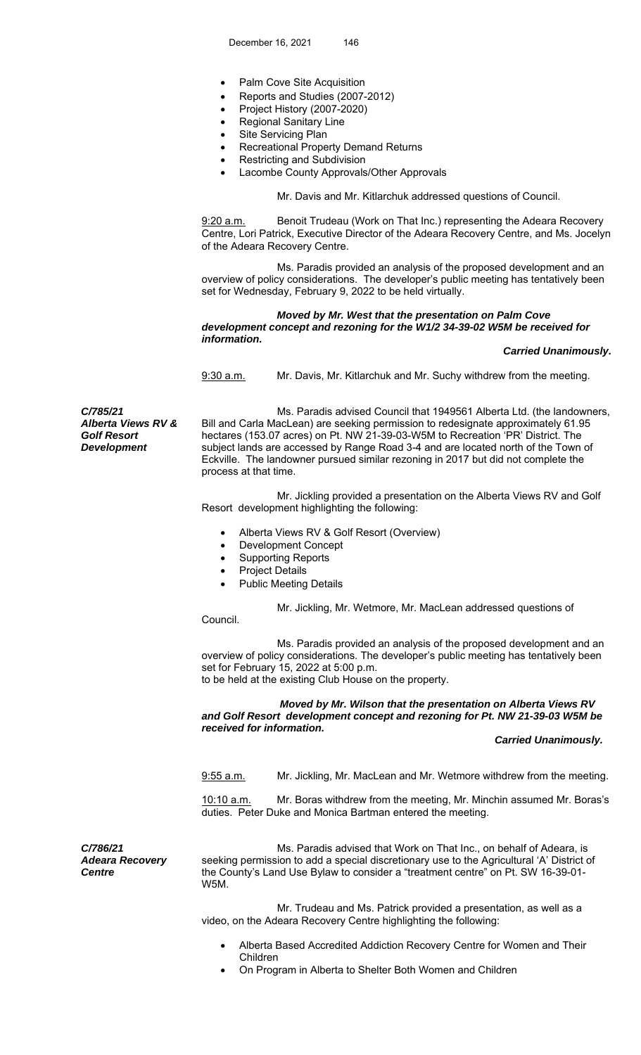- Palm Cove Site Acquisition
- Reports and Studies (2007-2012)
- Project History (2007-2020)
- Regional Sanitary Line
- Site Servicing Plan
- Recreational Property Demand Returns
- Restricting and Subdivision
- Lacombe County Approvals/Other Approvals

Mr. Davis and Mr. Kitlarchuk addressed questions of Council.

9:20 a.m. Benoit Trudeau (Work on That Inc.) representing the Adeara Recovery Centre, Lori Patrick, Executive Director of the Adeara Recovery Centre, and Ms. Jocelyn of the Adeara Recovery Centre.

Ms. Paradis provided an analysis of the proposed development and an overview of policy considerations. The developer's public meeting has tentatively been set for Wednesday, February 9, 2022 to be held virtually.

***Moved by Mr. West that the presentation on Palm Cove development concept and rezoning for the W1/2 34-39-02 W5M be received for information.***

***Carried Unanimously.***

9:30 a.m. Mr. Davis, Mr. Kitlarchuk and Mr. Suchy withdrew from the meeting.

***C/785/21***
***Alberta Views RV & Golf Resort Development***

Ms. Paradis advised Council that 1949561 Alberta Ltd. (the landowners, Bill and Carla MacLean) are seeking permission to redesignate approximately 61.95 hectares (153.07 acres) on Pt. NW 21-39-03-W5M to Recreation 'PR' District. The subject lands are accessed by Range Road 3-4 and are located north of the Town of Eckville. The landowner pursued similar rezoning in 2017 but did not complete the process at that time.

Mr. Jickling provided a presentation on the Alberta Views RV and Golf Resort development highlighting the following:

- Alberta Views RV & Golf Resort (Overview)
- Development Concept
- Supporting Reports
- Project Details
- Public Meeting Details

Mr. Jickling, Mr. Wetmore, Mr. MacLean addressed questions of Council.

Ms. Paradis provided an analysis of the proposed development and an overview of policy considerations. The developer's public meeting has tentatively been set for February 15, 2022 at 5:00 p.m.
to be held at the existing Club House on the property.

***Moved by Mr. Wilson that the presentation on Alberta Views RV and Golf Resort development concept and rezoning for Pt. NW 21-39-03 W5M be received for information.***

***Carried Unanimously.***

9:55 a.m. Mr. Jickling, Mr. MacLean and Mr. Wetmore withdrew from the meeting.

10:10 a.m. Mr. Boras withdrew from the meeting, Mr. Minchin assumed Mr. Boras's duties. Peter Duke and Monica Bartman entered the meeting.

***C/786/21***
***Adeara Recovery Centre***

Ms. Paradis advised that Work on That Inc., on behalf of Adeara, is seeking permission to add a special discretionary use to the Agricultural 'A' District of the County's Land Use Bylaw to consider a "treatment centre" on Pt. SW 16-39-01-W5M.

Mr. Trudeau and Ms. Patrick provided a presentation, as well as a video, on the Adeara Recovery Centre highlighting the following:

- Alberta Based Accredited Addiction Recovery Centre for Women and Their Children
- On Program in Alberta to Shelter Both Women and Children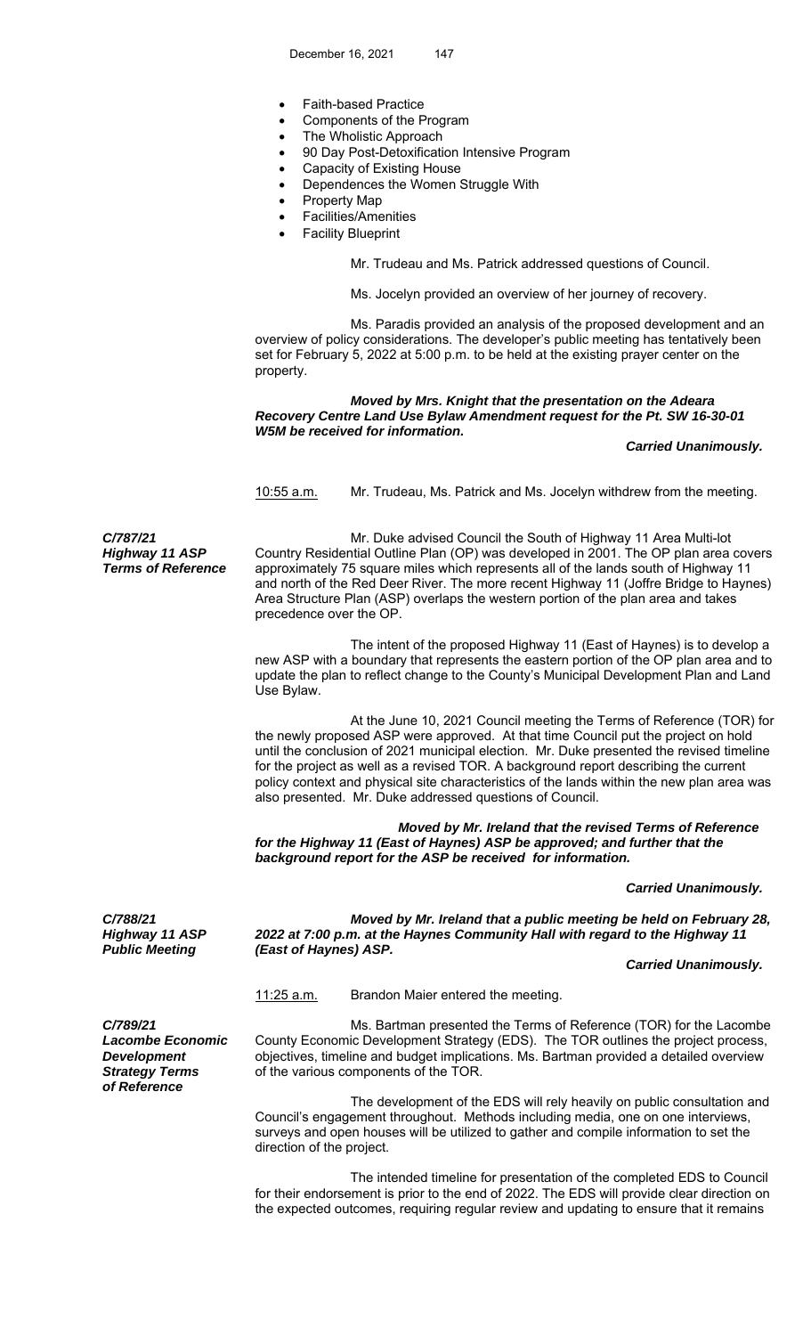- Faith-based Practice
- Components of the Program
- The Wholistic Approach
- 90 Day Post-Detoxification Intensive Program
- Capacity of Existing House
- Dependences the Women Struggle With
- Property Map
- Facilities/Amenities
- Facility Blueprint

Mr. Trudeau and Ms. Patrick addressed questions of Council.

Ms. Jocelyn provided an overview of her journey of recovery.

Ms. Paradis provided an analysis of the proposed development and an overview of policy considerations. The developer's public meeting has tentatively been set for February 5, 2022 at 5:00 p.m. to be held at the existing prayer center on the property.

***Moved by Mrs. Knight that the presentation on the Adeara Recovery Centre Land Use Bylaw Amendment request for the Pt. SW 16-30-01 W5M be received for information.***

***Carried Unanimously.***

10:55 a.m. Mr. Trudeau, Ms. Patrick and Ms. Jocelyn withdrew from the meeting.

***C/787/21***
***Highway 11 ASP Terms of Reference***

Mr. Duke advised Council the South of Highway 11 Area Multi-lot Country Residential Outline Plan (OP) was developed in 2001. The OP plan area covers approximately 75 square miles which represents all of the lands south of Highway 11 and north of the Red Deer River. The more recent Highway 11 (Joffre Bridge to Haynes) Area Structure Plan (ASP) overlaps the western portion of the plan area and takes precedence over the OP.

The intent of the proposed Highway 11 (East of Haynes) is to develop a new ASP with a boundary that represents the eastern portion of the OP plan area and to update the plan to reflect change to the County's Municipal Development Plan and Land Use Bylaw.

At the June 10, 2021 Council meeting the Terms of Reference (TOR) for the newly proposed ASP were approved. At that time Council put the project on hold until the conclusion of 2021 municipal election. Mr. Duke presented the revised timeline for the project as well as a revised TOR. A background report describing the current policy context and physical site characteristics of the lands within the new plan area was also presented. Mr. Duke addressed questions of Council.

***Moved by Mr. Ireland that the revised Terms of Reference for the Highway 11 (East of Haynes) ASP be approved; and further that the background report for the ASP be received for information.***

***Carried Unanimously.***

***C/788/21***
***Highway 11 ASP Public Meeting***

***Moved by Mr. Ireland that a public meeting be held on February 28, 2022 at 7:00 p.m. at the Haynes Community Hall with regard to the Highway 11 (East of Haynes) ASP.***

***Carried Unanimously.***

11:25 a.m. Brandon Maier entered the meeting.

***C/789/21***
***Lacombe Economic Development Strategy Terms of Reference***

Ms. Bartman presented the Terms of Reference (TOR) for the Lacombe County Economic Development Strategy (EDS). The TOR outlines the project process, objectives, timeline and budget implications. Ms. Bartman provided a detailed overview of the various components of the TOR.

The development of the EDS will rely heavily on public consultation and Council's engagement throughout. Methods including media, one on one interviews, surveys and open houses will be utilized to gather and compile information to set the direction of the project.

The intended timeline for presentation of the completed EDS to Council for their endorsement is prior to the end of 2022. The EDS will provide clear direction on the expected outcomes, requiring regular review and updating to ensure that it remains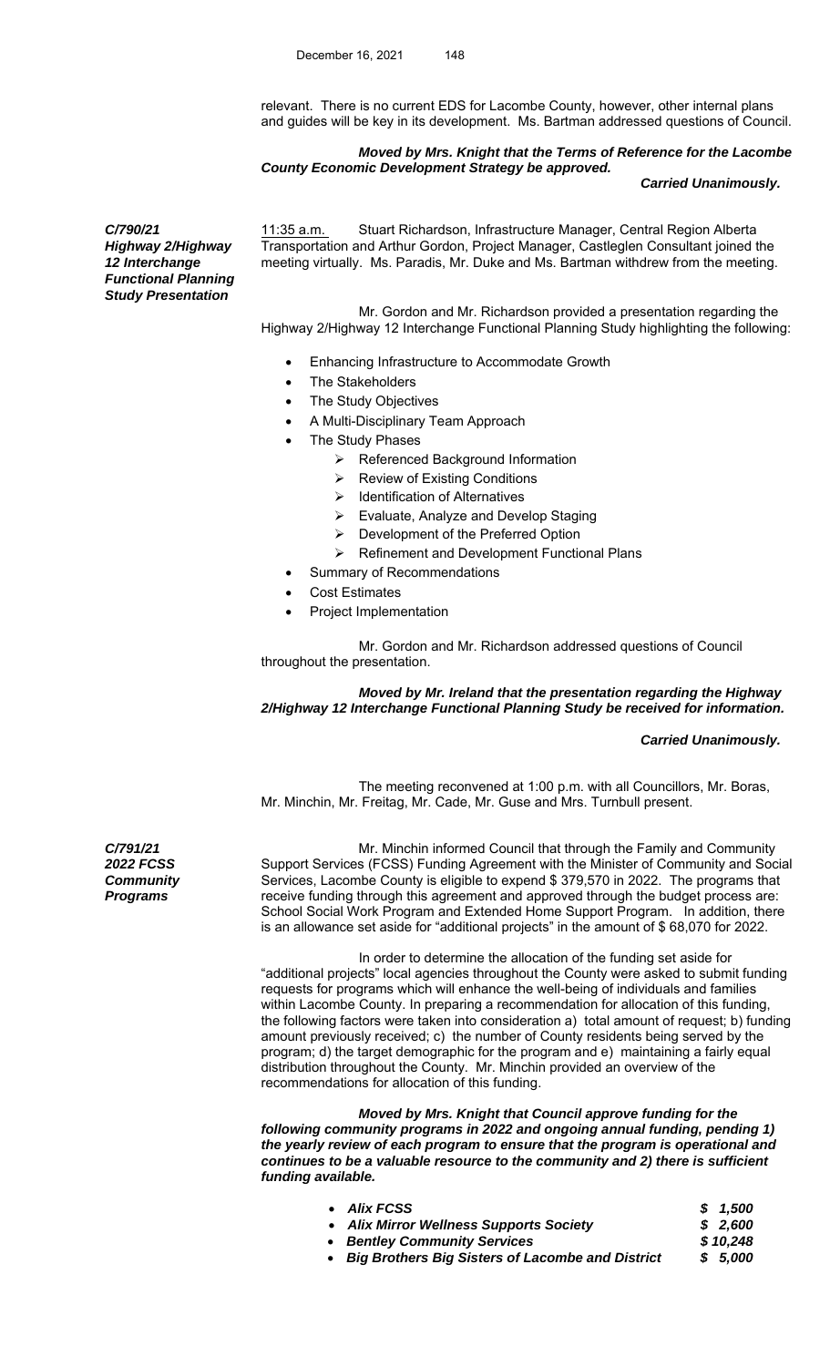relevant. There is no current EDS for Lacombe County, however, other internal plans and guides will be key in its development. Ms. Bartman addressed questions of Council.

***Moved by Mrs. Knight that the Terms of Reference for the Lacombe County Economic Development Strategy be approved.***

***Carried Unanimously.***

***C/790/21***
***Highway 2/Highway 12 Interchange Functional Planning Study Presentation***

11:35 a.m. Stuart Richardson, Infrastructure Manager, Central Region Alberta Transportation and Arthur Gordon, Project Manager, Castleglen Consultant joined the meeting virtually. Ms. Paradis, Mr. Duke and Ms. Bartman withdrew from the meeting.

Mr. Gordon and Mr. Richardson provided a presentation regarding the Highway 2/Highway 12 Interchange Functional Planning Study highlighting the following:

- Enhancing Infrastructure to Accommodate Growth
- The Stakeholders
- The Study Objectives
- A Multi-Disciplinary Team Approach
- The Study Phases
  - Referenced Background Information
  - Review of Existing Conditions
  - Identification of Alternatives
  - Evaluate, Analyze and Develop Staging
  - Development of the Preferred Option
  - Refinement and Development Functional Plans
- Summary of Recommendations
- Cost Estimates
- Project Implementation

Mr. Gordon and Mr. Richardson addressed questions of Council throughout the presentation.

***Moved by Mr. Ireland that the presentation regarding the Highway 2/Highway 12 Interchange Functional Planning Study be received for information.***

***Carried Unanimously.***

The meeting reconvened at 1:00 p.m. with all Councillors, Mr. Boras, Mr. Minchin, Mr. Freitag, Mr. Cade, Mr. Guse and Mrs. Turnbull present.

***C/791/21***
***2022 FCSS Community Programs***

Mr. Minchin informed Council that through the Family and Community Support Services (FCSS) Funding Agreement with the Minister of Community and Social Services, Lacombe County is eligible to expend $ 379,570 in 2022. The programs that receive funding through this agreement and approved through the budget process are: School Social Work Program and Extended Home Support Program. In addition, there is an allowance set aside for "additional projects" in the amount of $ 68,070 for 2022.

In order to determine the allocation of the funding set aside for "additional projects" local agencies throughout the County were asked to submit funding requests for programs which will enhance the well-being of individuals and families within Lacombe County. In preparing a recommendation for allocation of this funding, the following factors were taken into consideration a) total amount of request; b) funding amount previously received; c) the number of County residents being served by the program; d) the target demographic for the program and e) maintaining a fairly equal distribution throughout the County. Mr. Minchin provided an overview of the recommendations for allocation of this funding.

***Moved by Mrs. Knight that Council approve funding for the following community programs in 2022 and ongoing annual funding, pending 1) the yearly review of each program to ensure that the program is operational and continues to be a valuable resource to the community and 2) there is sufficient funding available.***

- ***Alix FCSS*** ***$ 1,500***
- ***Alix Mirror Wellness Supports Society*** ***$ 2,600***
- ***Bentley Community Services*** ***$ 10,248***
- ***Big Brothers Big Sisters of Lacombe and District*** ***$ 5,000***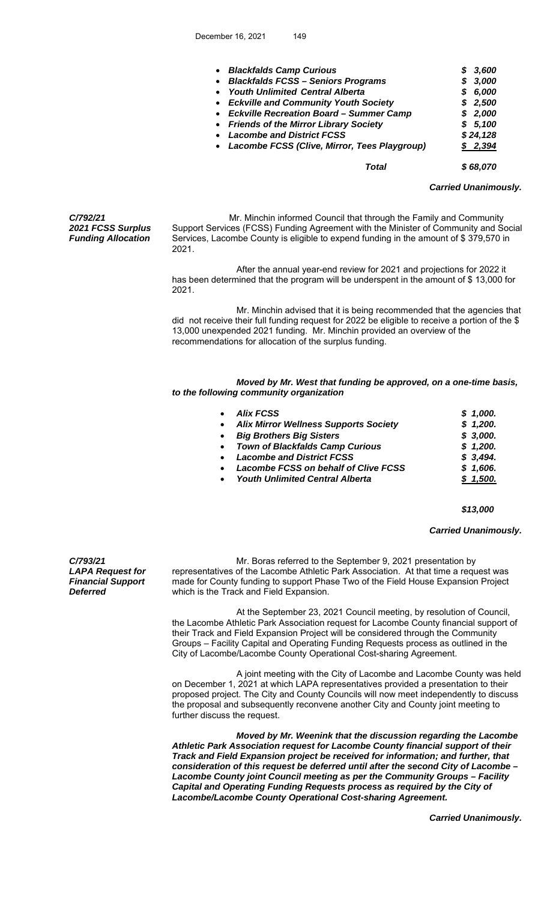- ***Blackfalds Camp Curious*** ***$ 3,600***
- ***Blackfalds FCSS – Seniors Programs*** ***$ 3,000***
- ***Youth Unlimited Central Alberta*** ***$ 6,000***
- ***Eckville and Community Youth Society*** ***$ 2,500***
- ***Eckville Recreation Board – Summer Camp*** ***$ 2,000***
- ***Friends of the Mirror Library Society*** ***$ 5,100***
- ***Lacombe and District FCSS*** ***$ 24,128***
- ***Lacombe FCSS (Clive, Mirror, Tees Playgroup)*** ***$ 2,394***

***Total*** ***$ 68,070***

***Carried Unanimously.***

***C/792/21***
***2021 FCSS Surplus Funding Allocation***

Mr. Minchin informed Council that through the Family and Community Support Services (FCSS) Funding Agreement with the Minister of Community and Social Services, Lacombe County is eligible to expend funding in the amount of $ 379,570 in 2021.

After the annual year-end review for 2021 and projections for 2022 it has been determined that the program will be underspent in the amount of $ 13,000 for 2021.

Mr. Minchin advised that it is being recommended that the agencies that did not receive their full funding request for 2022 be eligible to receive a portion of the $ 13,000 unexpended 2021 funding. Mr. Minchin provided an overview of the recommendations for allocation of the surplus funding.

***Moved by Mr. West that funding be approved, on a one-time basis, to the following community organization***

- ***Alix FCSS*** ***$ 1,000.***
- ***Alix Mirror Wellness Supports Society*** ***$ 1,200.***
- ***Big Brothers Big Sisters*** ***$ 3,000.***
- ***Town of Blackfalds Camp Curious*** ***$ 1,200.***
- ***Lacombe and District FCSS*** ***$ 3,494.***
- ***Lacombe FCSS on behalf of Clive FCSS*** ***$ 1,606.***
- ***Youth Unlimited Central Alberta*** ***$ 1,500.***

***$13,000***

***Carried Unanimously.***

***C/793/21***
***LAPA Request for Financial Support Deferred***

Mr. Boras referred to the September 9, 2021 presentation by representatives of the Lacombe Athletic Park Association. At that time a request was made for County funding to support Phase Two of the Field House Expansion Project which is the Track and Field Expansion.

At the September 23, 2021 Council meeting, by resolution of Council, the Lacombe Athletic Park Association request for Lacombe County financial support of their Track and Field Expansion Project will be considered through the Community Groups – Facility Capital and Operating Funding Requests process as outlined in the City of Lacombe/Lacombe County Operational Cost-sharing Agreement.

A joint meeting with the City of Lacombe and Lacombe County was held on December 1, 2021 at which LAPA representatives provided a presentation to their proposed project. The City and County Councils will now meet independently to discuss the proposal and subsequently reconvene another City and County joint meeting to further discuss the request.

***Moved by Mr. Weenink that the discussion regarding the Lacombe Athletic Park Association request for Lacombe County financial support of their Track and Field Expansion project be received for information; and further, that consideration of this request be deferred until after the second City of Lacombe – Lacombe County joint Council meeting as per the Community Groups – Facility Capital and Operating Funding Requests process as required by the City of Lacombe/Lacombe County Operational Cost-sharing Agreement.***

***Carried Unanimously.***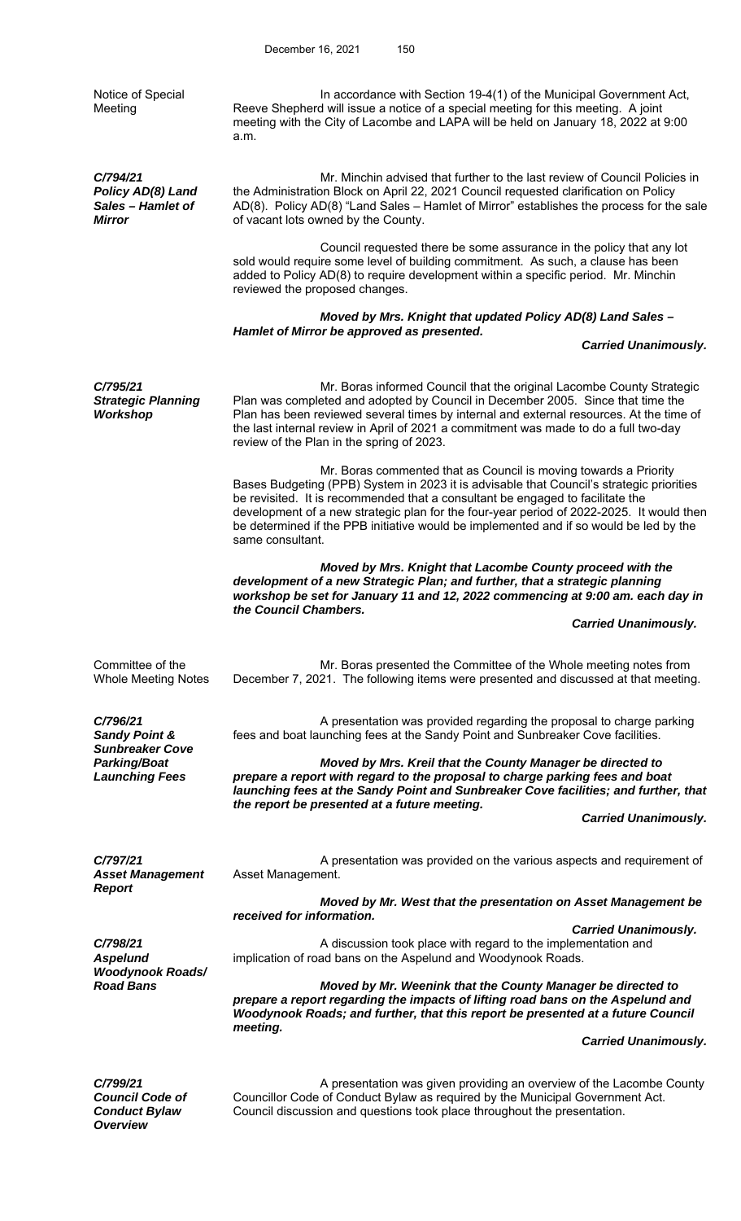**Notice of Special Meeting**

In accordance with Section 19-4(1) of the Municipal Government Act, Reeve Shepherd will issue a notice of a special meeting for this meeting. A joint meeting with the City of Lacombe and LAPA will be held on January 18, 2022 at 9:00 a.m.

***C/794/21 Policy AD(8) Land Sales – Hamlet of Mirror***

Mr. Minchin advised that further to the last review of Council Policies in the Administration Block on April 22, 2021 Council requested clarification on Policy AD(8). Policy AD(8) "Land Sales – Hamlet of Mirror" establishes the process for the sale of vacant lots owned by the County.

Council requested there be some assurance in the policy that any lot sold would require some level of building commitment. As such, a clause has been added to Policy AD(8) to require development within a specific period. Mr. Minchin reviewed the proposed changes.

***Moved by Mrs. Knight that updated Policy AD(8) Land Sales – Hamlet of Mirror be approved as presented.***

***Carried Unanimously.***

***C/795/21 Strategic Planning Workshop***

Mr. Boras informed Council that the original Lacombe County Strategic Plan was completed and adopted by Council in December 2005. Since that time the Plan has been reviewed several times by internal and external resources. At the time of the last internal review in April of 2021 a commitment was made to do a full two-day review of the Plan in the spring of 2023.

Mr. Boras commented that as Council is moving towards a Priority Bases Budgeting (PPB) System in 2023 it is advisable that Council's strategic priorities be revisited. It is recommended that a consultant be engaged to facilitate the development of a new strategic plan for the four-year period of 2022-2025. It would then be determined if the PPB initiative would be implemented and if so would be led by the same consultant.

***Moved by Mrs. Knight that Lacombe County proceed with the development of a new Strategic Plan; and further, that a strategic planning workshop be set for January 11 and 12, 2022 commencing at 9:00 am. each day in the Council Chambers.***

***Carried Unanimously.***

**Committee of the Whole Meeting Notes**

Mr. Boras presented the Committee of the Whole meeting notes from December 7, 2021. The following items were presented and discussed at that meeting.

***C/796/21 Sandy Point & Sunbreaker Cove Parking/Boat Launching Fees***

A presentation was provided regarding the proposal to charge parking fees and boat launching fees at the Sandy Point and Sunbreaker Cove facilities.

***Moved by Mrs. Kreil that the County Manager be directed to prepare a report with regard to the proposal to charge parking fees and boat launching fees at the Sandy Point and Sunbreaker Cove facilities; and further, that the report be presented at a future meeting.***

***Carried Unanimously.***

***C/797/21 Asset Management Report***

A presentation was provided on the various aspects and requirement of Asset Management.

***Moved by Mr. West that the presentation on Asset Management be received for information.***

***Carried Unanimously.***

***C/798/21 Aspelund Woodynook Roads/ Road Bans***

A discussion took place with regard to the implementation and implication of road bans on the Aspelund and Woodynook Roads.

***Moved by Mr. Weenink that the County Manager be directed to prepare a report regarding the impacts of lifting road bans on the Aspelund and Woodynook Roads; and further, that this report be presented at a future Council meeting.***

***Carried Unanimously.***

***C/799/21 Council Code of Conduct Bylaw Overview***

A presentation was given providing an overview of the Lacombe County Councillor Code of Conduct Bylaw as required by the Municipal Government Act. Council discussion and questions took place throughout the presentation.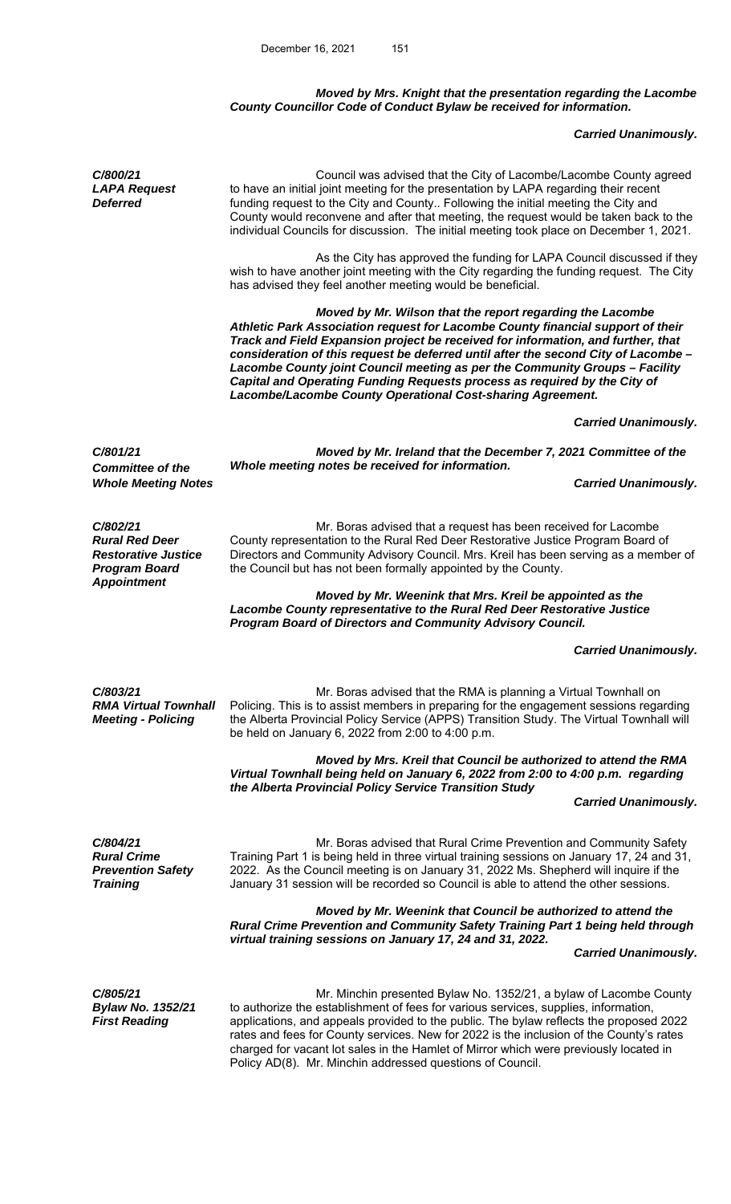***Moved by Mrs. Knight that the presentation regarding the Lacombe County Councillor Code of Conduct Bylaw be received for information.***

***Carried Unanimously.***

***C/800/21***
***LAPA Request Deferred***

Council was advised that the City of Lacombe/Lacombe County agreed to have an initial joint meeting for the presentation by LAPA regarding their recent funding request to the City and County.. Following the initial meeting the City and County would reconvene and after that meeting, the request would be taken back to the individual Councils for discussion. The initial meeting took place on December 1, 2021.

As the City has approved the funding for LAPA Council discussed if they wish to have another joint meeting with the City regarding the funding request. The City has advised they feel another meeting would be beneficial.

***Moved by Mr. Wilson that the report regarding the Lacombe Athletic Park Association request for Lacombe County financial support of their Track and Field Expansion project be received for information, and further, that consideration of this request be deferred until after the second City of Lacombe – Lacombe County joint Council meeting as per the Community Groups – Facility Capital and Operating Funding Requests process as required by the City of Lacombe/Lacombe County Operational Cost-sharing Agreement.***

***Carried Unanimously.***

***C/801/21***
***Committee of the Whole Meeting Notes***

***Moved by Mr. Ireland that the December 7, 2021 Committee of the Whole meeting notes be received for information.***

***Carried Unanimously.***

***C/802/21***
***Rural Red Deer Restorative Justice Program Board Appointment***

Mr. Boras advised that a request has been received for Lacombe County representation to the Rural Red Deer Restorative Justice Program Board of Directors and Community Advisory Council. Mrs. Kreil has been serving as a member of the Council but has not been formally appointed by the County.

***Moved by Mr. Weenink that Mrs. Kreil be appointed as the Lacombe County representative to the Rural Red Deer Restorative Justice Program Board of Directors and Community Advisory Council.***

***Carried Unanimously.***

***C/803/21***
***RMA Virtual Townhall Meeting - Policing***

Mr. Boras advised that the RMA is planning a Virtual Townhall on Policing. This is to assist members in preparing for the engagement sessions regarding the Alberta Provincial Policy Service (APPS) Transition Study. The Virtual Townhall will be held on January 6, 2022 from 2:00 to 4:00 p.m.

***Moved by Mrs. Kreil that Council be authorized to attend the RMA Virtual Townhall being held on January 6, 2022 from 2:00 to 4:00 p.m. regarding the Alberta Provincial Policy Service Transition Study***

***Carried Unanimously.***

***C/804/21***
***Rural Crime Prevention Safety Training***

Mr. Boras advised that Rural Crime Prevention and Community Safety Training Part 1 is being held in three virtual training sessions on January 17, 24 and 31, 2022. As the Council meeting is on January 31, 2022 Ms. Shepherd will inquire if the January 31 session will be recorded so Council is able to attend the other sessions.

***Moved by Mr. Weenink that Council be authorized to attend the Rural Crime Prevention and Community Safety Training Part 1 being held through virtual training sessions on January 17, 24 and 31, 2022.***

***Carried Unanimously.***

***C/805/21***
***Bylaw No. 1352/21 First Reading***

Mr. Minchin presented Bylaw No. 1352/21, a bylaw of Lacombe County to authorize the establishment of fees for various services, supplies, information, applications, and appeals provided to the public. The bylaw reflects the proposed 2022 rates and fees for County services. New for 2022 is the inclusion of the County's rates charged for vacant lot sales in the Hamlet of Mirror which were previously located in Policy AD(8). Mr. Minchin addressed questions of Council.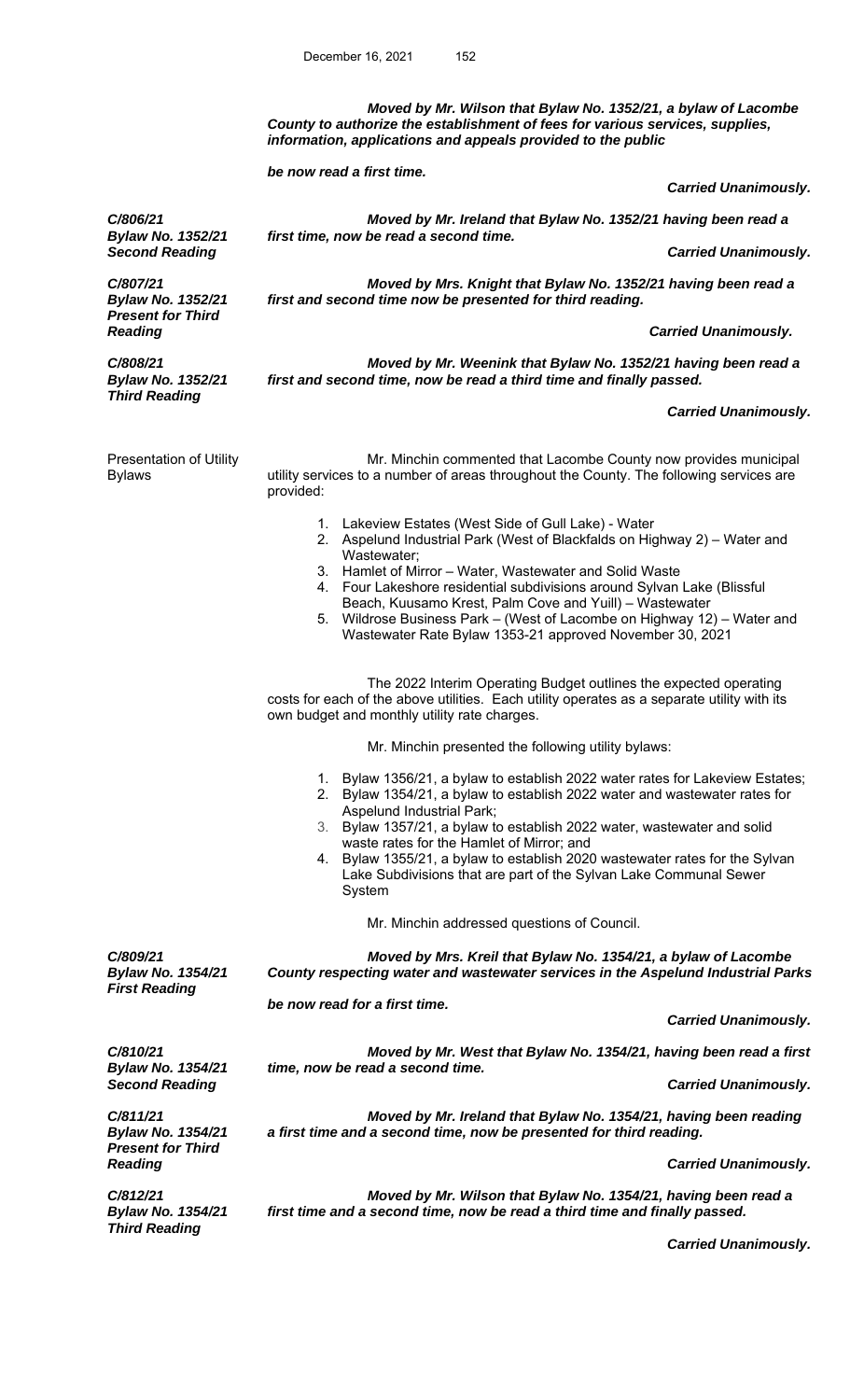*Moved by Mr. Wilson that Bylaw No. 1352/21, a bylaw of Lacombe County to authorize the establishment of fees for various services, supplies, information, applications and appeals provided to the public*

*be now read a first time.*

***Carried Unanimously.***

***C/806/21***
***Bylaw No. 1352/21***
***Second Reading***

*Moved by Mr. Ireland that Bylaw No. 1352/21 having been read a first time, now be read a second time.*

***Carried Unanimously.***

***C/807/21***
***Bylaw No. 1352/21***
***Present for Third Reading***

*Moved by Mrs. Knight that Bylaw No. 1352/21 having been read a first and second time now be presented for third reading.*

***Carried Unanimously.***

***C/808/21***
***Bylaw No. 1352/21***
***Third Reading***

*Moved by Mr. Weenink that Bylaw No. 1352/21 having been read a first and second time, now be read a third time and finally passed.*

***Carried Unanimously.***

Presentation of Utility Bylaws

Mr. Minchin commented that Lacombe County now provides municipal utility services to a number of areas throughout the County. The following services are provided:

1. Lakeview Estates (West Side of Gull Lake) - Water
2. Aspelund Industrial Park (West of Blackfalds on Highway 2) – Water and Wastewater;
3. Hamlet of Mirror – Water, Wastewater and Solid Waste
4. Four Lakeshore residential subdivisions around Sylvan Lake (Blissful Beach, Kuusamo Krest, Palm Cove and Yuill) – Wastewater
5. Wildrose Business Park – (West of Lacombe on Highway 12) – Water and Wastewater Rate Bylaw 1353-21 approved November 30, 2021

The 2022 Interim Operating Budget outlines the expected operating costs for each of the above utilities. Each utility operates as a separate utility with its own budget and monthly utility rate charges.

Mr. Minchin presented the following utility bylaws:

1. Bylaw 1356/21, a bylaw to establish 2022 water rates for Lakeview Estates;
2. Bylaw 1354/21, a bylaw to establish 2022 water and wastewater rates for Aspelund Industrial Park;
3. Bylaw 1357/21, a bylaw to establish 2022 water, wastewater and solid waste rates for the Hamlet of Mirror; and
4. Bylaw 1355/21, a bylaw to establish 2020 wastewater rates for the Sylvan Lake Subdivisions that are part of the Sylvan Lake Communal Sewer System

Mr. Minchin addressed questions of Council.

***C/809/21***
***Bylaw No. 1354/21***
***First Reading***

*Moved by Mrs. Kreil that Bylaw No. 1354/21, a bylaw of Lacombe County respecting water and wastewater services in the Aspelund Industrial Parks*

*be now read for a first time.*

***Carried Unanimously.***

***C/810/21***
***Bylaw No. 1354/21***
***Second Reading***

*Moved by Mr. West that Bylaw No. 1354/21, having been read a first time, now be read a second time.*

***Carried Unanimously.***

***C/811/21***
***Bylaw No. 1354/21***
***Present for Third Reading***

*Moved by Mr. Ireland that Bylaw No. 1354/21, having been reading a first time and a second time, now be presented for third reading.*

***Carried Unanimously.***

***C/812/21***
***Bylaw No. 1354/21***
***Third Reading***

*Moved by Mr. Wilson that Bylaw No. 1354/21, having been read a first time and a second time, now be read a third time and finally passed.*

***Carried Unanimously.***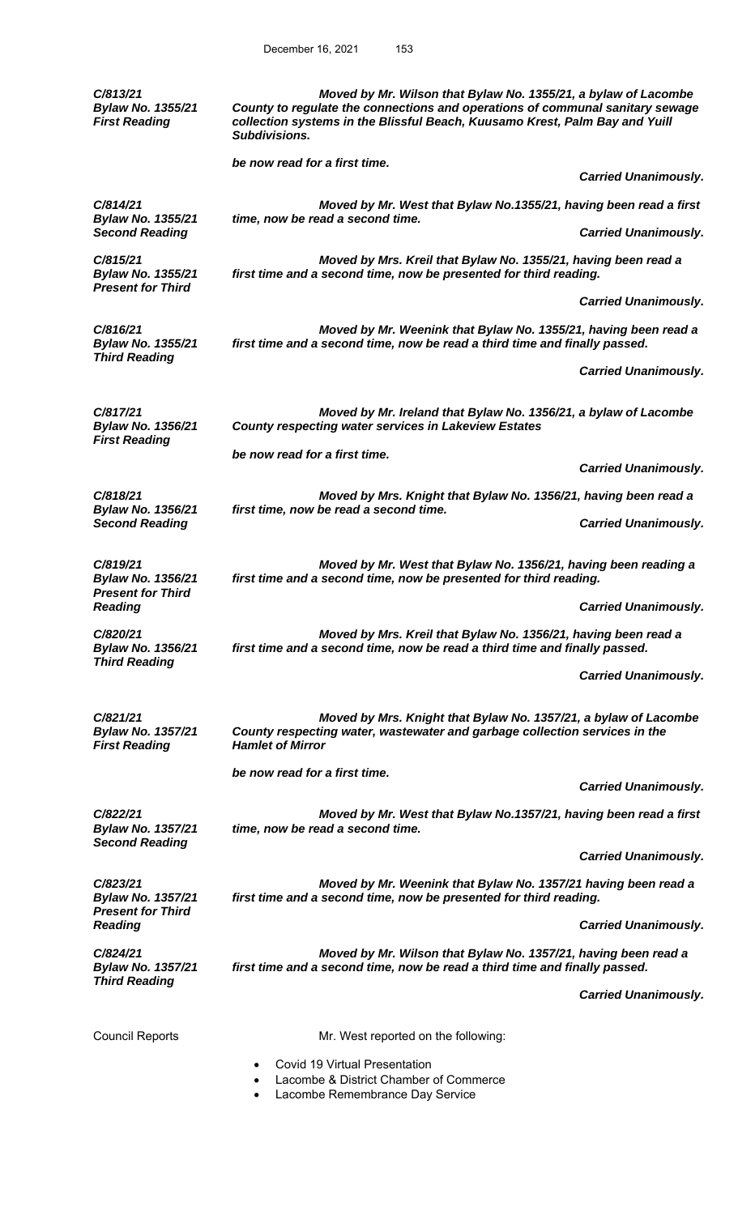***C/813/21***
***Bylaw No. 1355/21***
***First Reading***

***Moved by Mr. Wilson that Bylaw No. 1355/21, a bylaw of Lacombe County to regulate the connections and operations of communal sanitary sewage collection systems in the Blissful Beach, Kuusamo Krest, Palm Bay and Yuill Subdivisions.***

***be now read for a first time.***

***Carried Unanimously.***

***C/814/21***
***Bylaw No. 1355/21***
***Second Reading***

***Moved by Mr. West that Bylaw No.1355/21, having been read a first time, now be read a second time.***

***Carried Unanimously.***

***C/815/21***
***Bylaw No. 1355/21***
***Present for Third***

***Moved by Mrs. Kreil that Bylaw No. 1355/21, having been read a first time and a second time, now be presented for third reading.***

***Carried Unanimously.***

***C/816/21***
***Bylaw No. 1355/21***
***Third Reading***

***Moved by Mr. Weenink that Bylaw No. 1355/21, having been read a first time and a second time, now be read a third time and finally passed.***

***Carried Unanimously.***

***C/817/21***
***Bylaw No. 1356/21***
***First Reading***

***Moved by Mr. Ireland that Bylaw No. 1356/21, a bylaw of Lacombe County respecting water services in Lakeview Estates***

***be now read for a first time.***

***Carried Unanimously.***

***C/818/21***
***Bylaw No. 1356/21***
***Second Reading***

***Moved by Mrs. Knight that Bylaw No. 1356/21, having been read a first time, now be read a second time.***

***Carried Unanimously.***

***C/819/21***
***Bylaw No. 1356/21***
***Present for Third Reading***

***Moved by Mr. West that Bylaw No. 1356/21, having been reading a first time and a second time, now be presented for third reading.***

***Carried Unanimously.***

***C/820/21***
***Bylaw No. 1356/21***
***Third Reading***

***Moved by Mrs. Kreil that Bylaw No. 1356/21, having been read a first time and a second time, now be read a third time and finally passed.***

***Carried Unanimously.***

***C/821/21***
***Bylaw No. 1357/21***
***First Reading***

***Moved by Mrs. Knight that Bylaw No. 1357/21, a bylaw of Lacombe County respecting water, wastewater and garbage collection services in the Hamlet of Mirror***

***be now read for a first time.***

***Carried Unanimously.***

***C/822/21***
***Bylaw No. 1357/21***
***Second Reading***

***Moved by Mr. West that Bylaw No.1357/21, having been read a first time, now be read a second time.***

***Carried Unanimously.***

***C/823/21***
***Bylaw No. 1357/21***
***Present for Third Reading***

***Moved by Mr. Weenink that Bylaw No. 1357/21 having been read a first time and a second time, now be presented for third reading.***

***Carried Unanimously.***

***C/824/21***
***Bylaw No. 1357/21***
***Third Reading***

***Moved by Mr. Wilson that Bylaw No. 1357/21, having been read a first time and a second time, now be read a third time and finally passed.***

***Carried Unanimously.***

Council Reports

Mr. West reported on the following:

- Covid 19 Virtual Presentation
- Lacombe & District Chamber of Commerce
- Lacombe Remembrance Day Service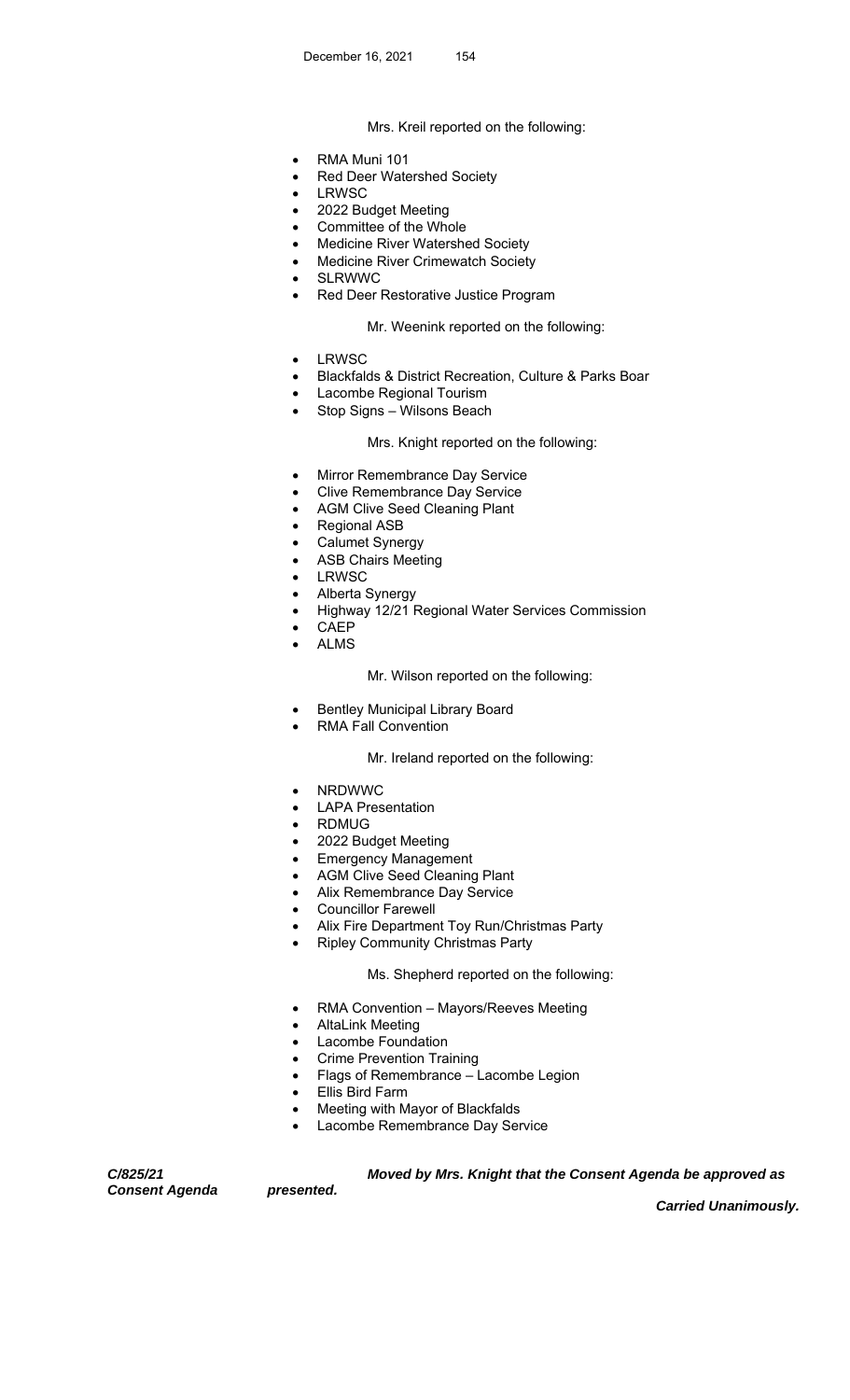Mrs. Kreil reported on the following:

- RMA Muni 101
- Red Deer Watershed Society
- LRWSC
- 2022 Budget Meeting
- Committee of the Whole
- Medicine River Watershed Society
- Medicine River Crimewatch Society
- SLRWWC
- Red Deer Restorative Justice Program

Mr. Weenink reported on the following:

- LRWSC
- Blackfalds & District Recreation, Culture & Parks Boar
- Lacombe Regional Tourism
- Stop Signs – Wilsons Beach

Mrs. Knight reported on the following:

- Mirror Remembrance Day Service
- Clive Remembrance Day Service
- AGM Clive Seed Cleaning Plant
- Regional ASB
- Calumet Synergy
- ASB Chairs Meeting
- LRWSC
- Alberta Synergy
- Highway 12/21 Regional Water Services Commission
- CAEP
- ALMS

Mr. Wilson reported on the following:

- Bentley Municipal Library Board
- RMA Fall Convention

Mr. Ireland reported on the following:

- NRDWWC
- LAPA Presentation
- RDMUG
- 2022 Budget Meeting
- Emergency Management
- AGM Clive Seed Cleaning Plant
- Alix Remembrance Day Service
- Councillor Farewell
- Alix Fire Department Toy Run/Christmas Party
- Ripley Community Christmas Party

Ms. Shepherd reported on the following:

- RMA Convention – Mayors/Reeves Meeting
- AltaLink Meeting
- Lacombe Foundation
- Crime Prevention Training
- Flags of Remembrance – Lacombe Legion
- Ellis Bird Farm
- Meeting with Mayor of Blackfalds
- Lacombe Remembrance Day Service

***C/825/21***
***Consent Agenda***

***Moved by Mrs. Knight that the Consent Agenda be approved as presented.***

***Carried Unanimously.***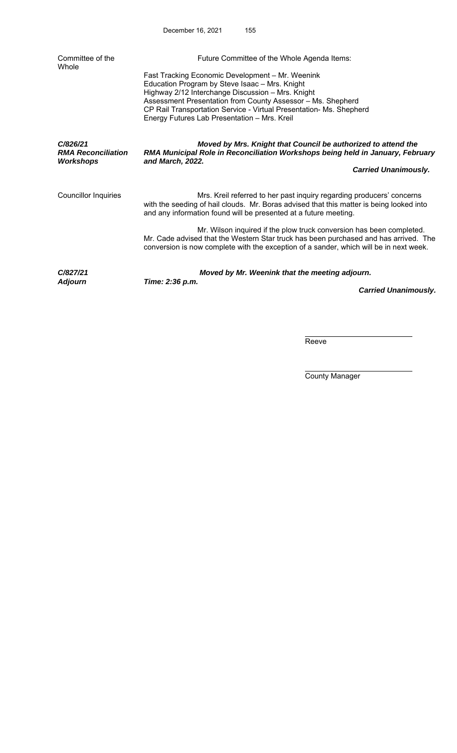Committee of the Whole

Future Committee of the Whole Agenda Items:

Fast Tracking Economic Development – Mr. Weenink
Education Program by Steve Isaac – Mrs. Knight
Highway 2/12 Interchange Discussion – Mrs. Knight
Assessment Presentation from County Assessor – Ms. Shepherd
CP Rail Transportation Service - Virtual Presentation- Ms. Shepherd
Energy Futures Lab Presentation – Mrs. Kreil

***C/826/21***
***RMA Reconciliation Workshops***

***Moved by Mrs. Knight that Council be authorized to attend the RMA Municipal Role in Reconciliation Workshops being held in January, February and March, 2022.***

***Carried Unanimously.***

Councillor Inquiries

Mrs. Kreil referred to her past inquiry regarding producers' concerns with the seeding of hail clouds. Mr. Boras advised that this matter is being looked into and any information found will be presented at a future meeting.

Mr. Wilson inquired if the plow truck conversion has been completed. Mr. Cade advised that the Western Star truck has been purchased and has arrived. The conversion is now complete with the exception of a sander, which will be in next week.

***C/827/21***
***Adjourn***

***Moved by Mr. Weenink that the meeting adjourn.***
***Time: 2:36 p.m.***

***Carried Unanimously.***

Reeve

County Manager